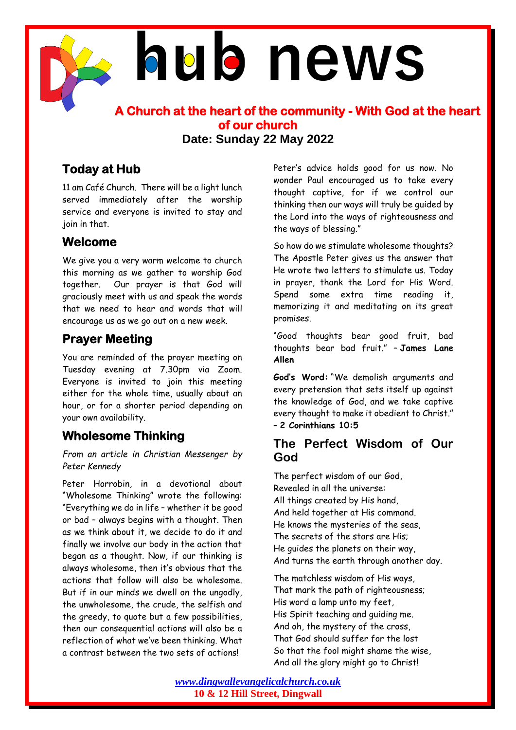# hub news

**A Church at the heart of the community - With God at the heart of our church**

**Date: Sunday 22 May 2022**

## Today at Hub

11 am Café Church. There will be a light lunch served immediately after the worship service and everyone is invited to stay and join in that.

## Welcome

We give you a very warm welcome to church this morning as we gather to worship God together. Our prayer is that God will graciously meet with us and speak the words that we need to hear and words that will encourage us as we go out on a new week.

## Prayer Meeting

You are reminded of the prayer meeting on Tuesday evening at 7.30pm via Zoom. Everyone is invited to join this meeting either for the whole time, usually about an hour, or for a shorter period depending on your own availability.

## Wholesome Thinking

*From an article in Christian Messenger by Peter Kennedy*

Peter Horrobin, in a devotional about "Wholesome Thinking" wrote the following: "Everything we do in life – whether it be good or bad – always begins with a thought. Then as we think about it, we decide to do it and finally we involve our body in the action that began as a thought. Now, if our thinking is always wholesome, then it's obvious that the actions that follow will also be wholesome. But if in our minds we dwell on the ungodly, the unwholesome, the crude, the selfish and the greedy, to quote but a few possibilities, then our consequential actions will also be a reflection of what we've been thinking. What a contrast between the two sets of actions!

Peter's advice holds good for us now. No wonder Paul encouraged us to take every thought captive, for if we control our thinking then our ways will truly be guided by the Lord into the ways of righteousness and the ways of blessing."

So how do we stimulate wholesome thoughts? The Apostle Peter gives us the answer that He wrote two letters to stimulate us. Today in prayer, thank the Lord for His Word. Spend some extra time reading it, memorizing it and meditating on its great promises.

"Good thoughts bear good fruit, bad thoughts bear bad fruit." – **James Lane Allen**

**God's Word:** "We demolish arguments and every pretension that sets itself up against the knowledge of God, and we take captive every thought to make it obedient to Christ." – **2 Corinthians 10:5**

## The Perfect Wisdom of Our God

The perfect wisdom of our God,
Revealed in all the universe:
All things created by His hand,
And held together at His command.
He knows the mysteries of the seas,
The secrets of the stars are His;
He guides the planets on their way,
And turns the earth through another day.

The matchless wisdom of His ways,
That mark the path of righteousness;
His word a lamp unto my feet,
His Spirit teaching and guiding me.
And oh, the mystery of the cross,
That God should suffer for the lost
So that the fool might shame the wise,
And all the glory might go to Christ!

*www.dingwallevangelicalchurch.co.uk*
**10 & 12 Hill Street, Dingwall**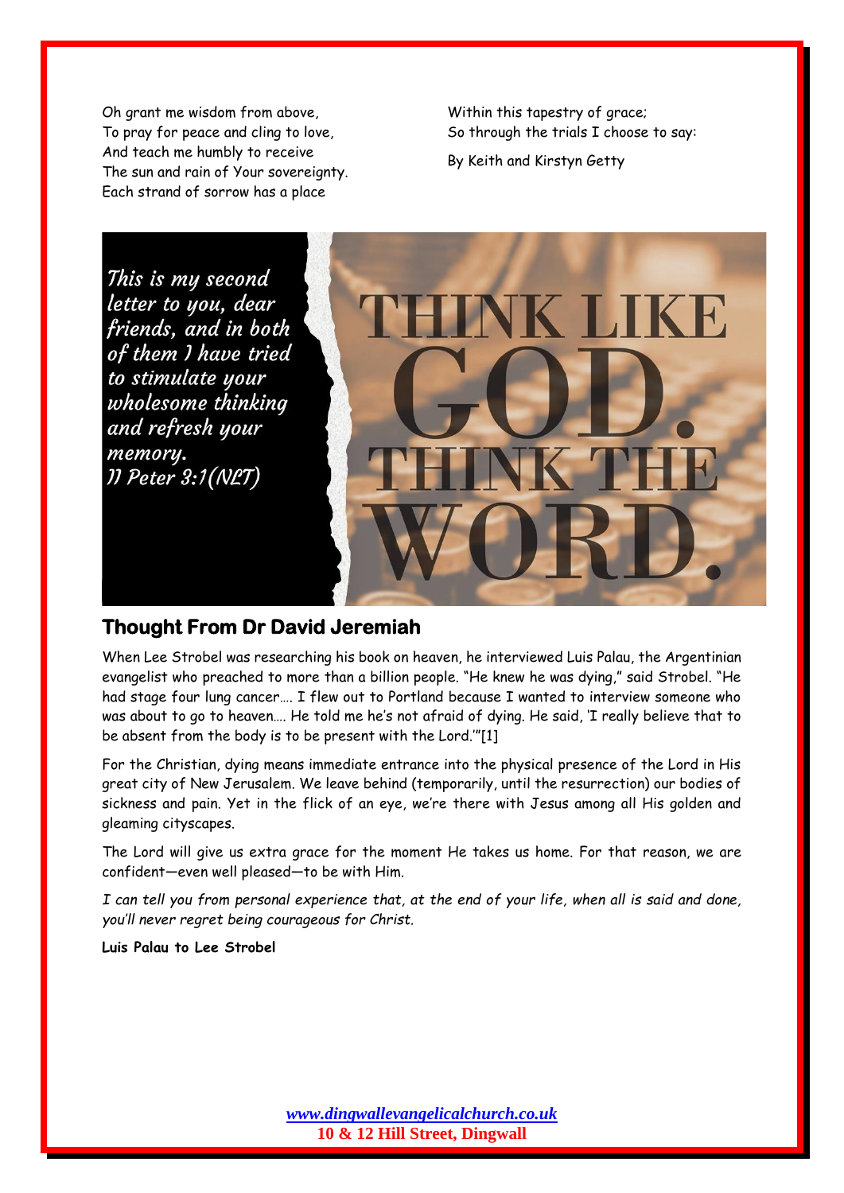Oh grant me wisdom from above,
To pray for peace and cling to love,
And teach me humbly to receive
The sun and rain of Your sovereignty.
Each strand of sorrow has a place
Within this tapestry of grace;
So through the trials I choose to say:

By Keith and Kirstyn Getty

*This is my second letter to you, dear friends, and in both of them I have tried to stimulate your wholesome thinking and refresh your memory.*
*II Peter 3:1(NLT)*

THINK LIKE GOD. THINK THE WORD.

## Thought From Dr David Jeremiah

When Lee Strobel was researching his book on heaven, he interviewed Luis Palau, the Argentinian evangelist who preached to more than a billion people. "He knew he was dying," said Strobel. "He had stage four lung cancer…. I flew out to Portland because I wanted to interview someone who was about to go to heaven…. He told me he's not afraid of dying. He said, 'I really believe that to be absent from the body is to be present with the Lord.'"[1]

For the Christian, dying means immediate entrance into the physical presence of the Lord in His great city of New Jerusalem. We leave behind (temporarily, until the resurrection) our bodies of sickness and pain. Yet in the flick of an eye, we're there with Jesus among all His golden and gleaming cityscapes.

The Lord will give us extra grace for the moment He takes us home. For that reason, we are confident—even well pleased—to be with Him.

*I can tell you from personal experience that, at the end of your life, when all is said and done, you'll never regret being courageous for Christ.*

**Luis Palau to Lee Strobel**

[www.dingwallevangelicalchurch.co.uk](http://www.dingwallevangelicalchurch.co.uk)
**10 & 12 Hill Street, Dingwall**